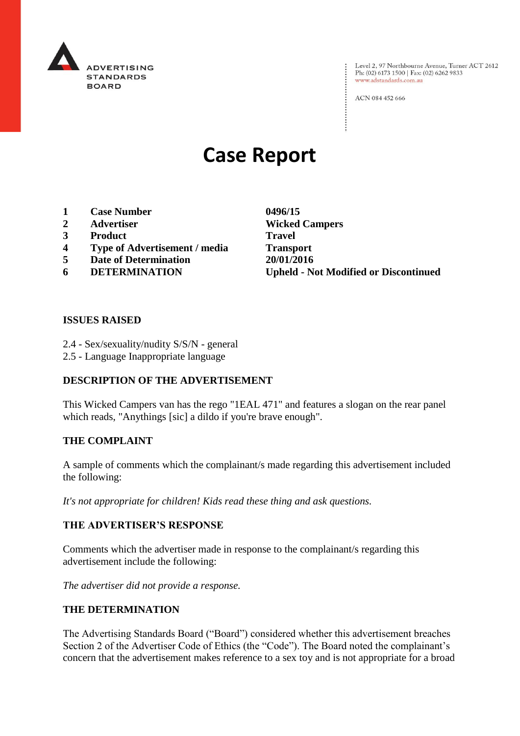ADVERTISING STANDARDS BOARD

Level 2, 97 Northbourne Avenue, Turner ACT 2612
Ph: (02) 6173 1500 | Fax: (02) 6262 9833
www.adstandards.com.au

ACN 084 452 666

# Case Report

| | | |
|---|---|---|
| **1** | **Case Number** | **0496/15** |
| **2** | **Advertiser** | **Wicked Campers** |
| **3** | **Product** | **Travel** |
| **4** | **Type of Advertisement / media** | **Transport** |
| **5** | **Date of Determination** | **20/01/2016** |
| **6** | **DETERMINATION** | **Upheld - Not Modified or Discontinued** |

## ISSUES RAISED

2.4 - Sex/sexuality/nudity S/S/N - general
2.5 - Language Inappropriate language

## DESCRIPTION OF THE ADVERTISEMENT

This Wicked Campers van has the rego "1EAL 471" and features a slogan on the rear panel which reads, "Anythings [sic] a dildo if you're brave enough".

## THE COMPLAINT

A sample of comments which the complainant/s made regarding this advertisement included the following:

*It's not appropriate for children! Kids read these thing and ask questions.*

## THE ADVERTISER'S RESPONSE

Comments which the advertiser made in response to the complainant/s regarding this advertisement include the following:

*The advertiser did not provide a response.*

## THE DETERMINATION

The Advertising Standards Board ("Board") considered whether this advertisement breaches Section 2 of the Advertiser Code of Ethics (the "Code"). The Board noted the complainant's concern that the advertisement makes reference to a sex toy and is not appropriate for a broad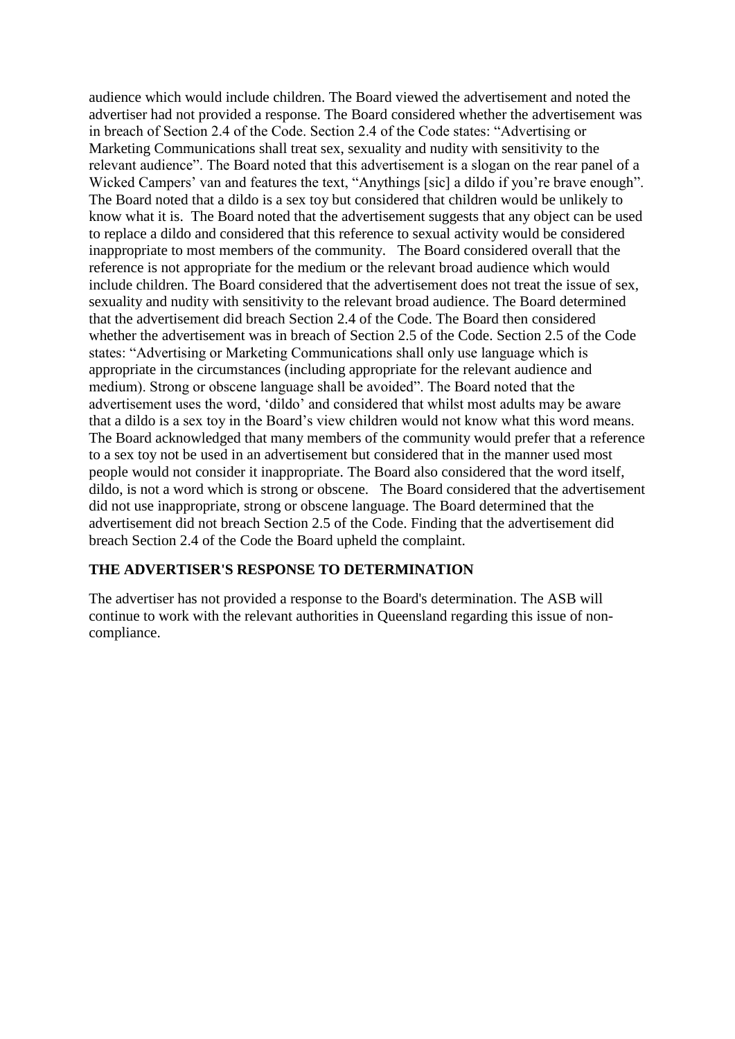audience which would include children. The Board viewed the advertisement and noted the advertiser had not provided a response. The Board considered whether the advertisement was in breach of Section 2.4 of the Code. Section 2.4 of the Code states: "Advertising or Marketing Communications shall treat sex, sexuality and nudity with sensitivity to the relevant audience". The Board noted that this advertisement is a slogan on the rear panel of a Wicked Campers' van and features the text, "Anythings [sic] a dildo if you're brave enough". The Board noted that a dildo is a sex toy but considered that children would be unlikely to know what it is. The Board noted that the advertisement suggests that any object can be used to replace a dildo and considered that this reference to sexual activity would be considered inappropriate to most members of the community. The Board considered overall that the reference is not appropriate for the medium or the relevant broad audience which would include children. The Board considered that the advertisement does not treat the issue of sex, sexuality and nudity with sensitivity to the relevant broad audience. The Board determined that the advertisement did breach Section 2.4 of the Code. The Board then considered whether the advertisement was in breach of Section 2.5 of the Code. Section 2.5 of the Code states: "Advertising or Marketing Communications shall only use language which is appropriate in the circumstances (including appropriate for the relevant audience and medium). Strong or obscene language shall be avoided". The Board noted that the advertisement uses the word, 'dildo' and considered that whilst most adults may be aware that a dildo is a sex toy in the Board's view children would not know what this word means. The Board acknowledged that many members of the community would prefer that a reference to a sex toy not be used in an advertisement but considered that in the manner used most people would not consider it inappropriate. The Board also considered that the word itself, dildo, is not a word which is strong or obscene. The Board considered that the advertisement did not use inappropriate, strong or obscene language. The Board determined that the advertisement did not breach Section 2.5 of the Code. Finding that the advertisement did breach Section 2.4 of the Code the Board upheld the complaint.

**THE ADVERTISER'S RESPONSE TO DETERMINATION**

The advertiser has not provided a response to the Board's determination. The ASB will continue to work with the relevant authorities in Queensland regarding this issue of non-compliance.